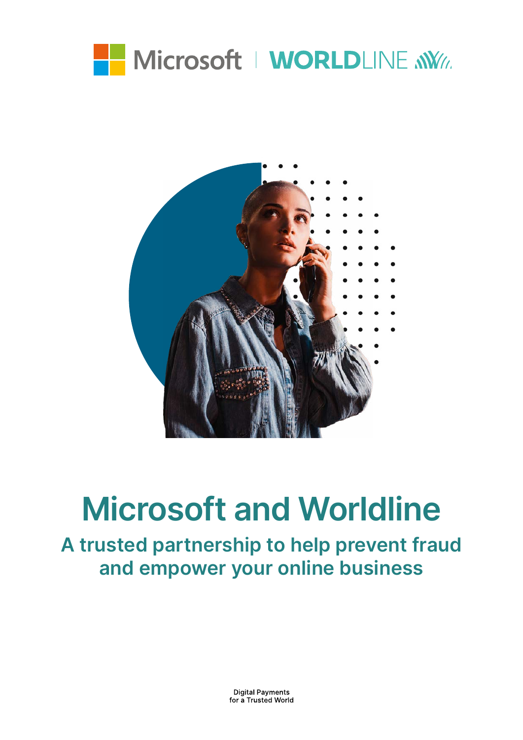# Microsoft and Worldline

## A trusted partnership to help prevent fraud and empower your online business

Digital Payments
for a Trusted World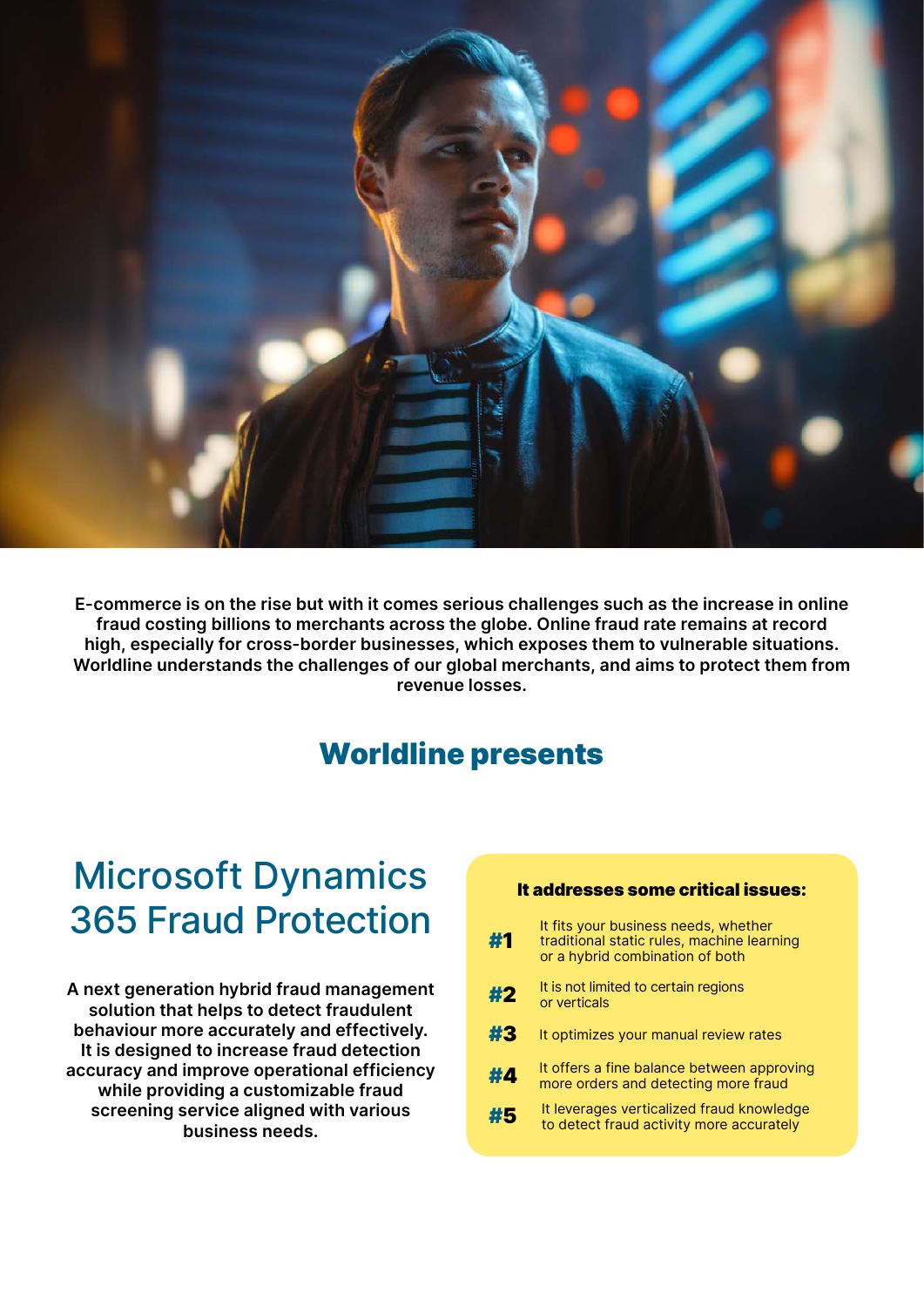**E-commerce is on the rise but with it comes serious challenges such as the increase in online fraud costing billions to merchants across the globe. Online fraud rate remains at record high, especially for cross-border businesses, which exposes them to vulnerable situations. Worldline understands the challenges of our global merchants, and aims to protect them from revenue losses.**

## Worldline presents

# Microsoft Dynamics 365 Fraud Protection

**A next generation hybrid fraud management solution that helps to detect fraudulent behaviour more accurately and effectively. It is designed to increase fraud detection accuracy and improve operational efficiency while providing a customizable fraud screening service aligned with various business needs.**

**It addresses some critical issues:**

- **#1** It fits your business needs, whether traditional static rules, machine learning or a hybrid combination of both
- **#2** It is not limited to certain regions or verticals
- **#3** It optimizes your manual review rates
- **#4** It offers a fine balance between approving more orders and detecting more fraud
- **#5** It leverages verticalized fraud knowledge to detect fraud activity more accurately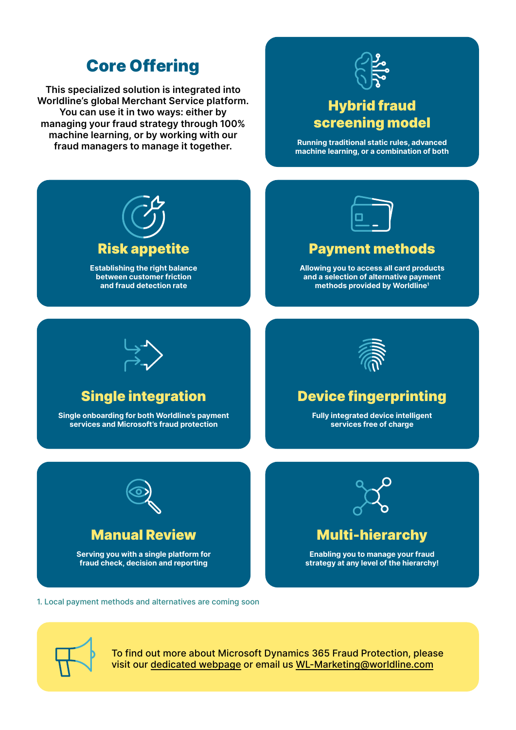# Core Offering

This specialized solution is integrated into Worldline's global Merchant Service platform. You can use it in two ways: either by managing your fraud strategy through 100% machine learning, or by working with our fraud managers to manage it together.

## Hybrid fraud screening model

Running traditional static rules, advanced machine learning, or a combination of both

## Risk appetite

Establishing the right balance between customer friction and fraud detection rate

## Payment methods

Allowing you to access all card products and a selection of alternative payment methods provided by Worldline[1]

## Single integration

Single onboarding for both Worldline's payment services and Microsoft's fraud protection

## Device fingerprinting

Fully integrated device intelligent services free of charge

## Manual Review

Serving you with a single platform for fraud check, decision and reporting

## Multi-hierarchy

Enabling you to manage your fraud strategy at any level of the hierarchy!

1. Local payment methods and alternatives are coming soon

To find out more about Microsoft Dynamics 365 Fraud Protection, please visit our dedicated webpage or email us WL-Marketing@worldline.com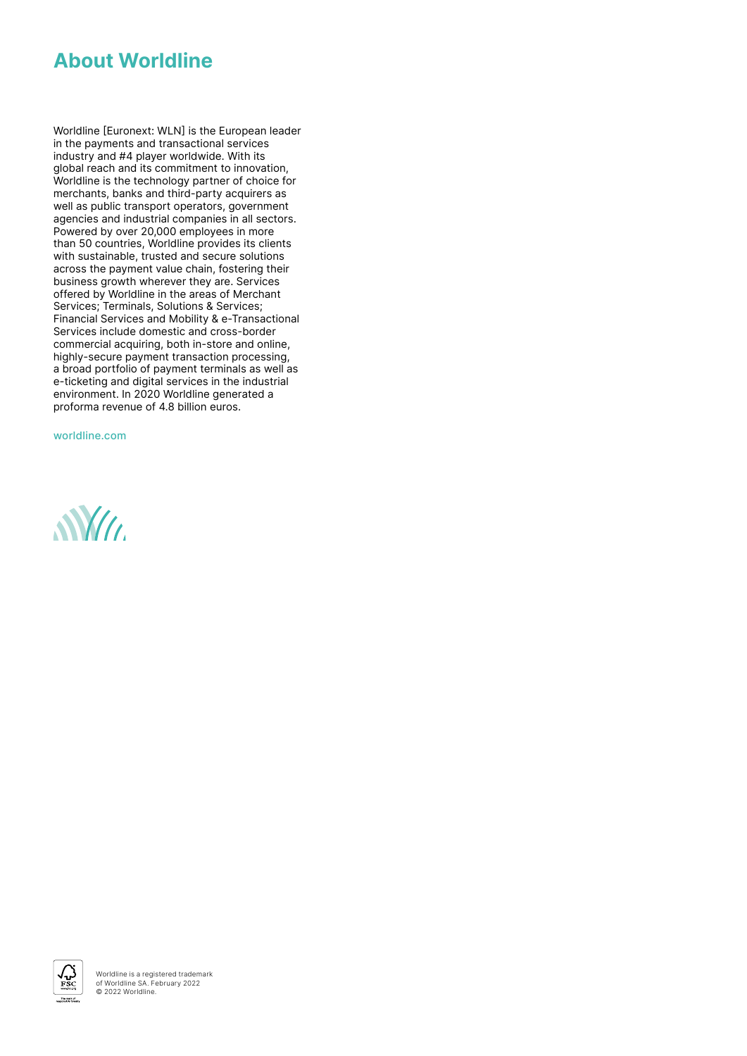# About Worldline

Worldline [Euronext: WLN] is the European leader in the payments and transactional services industry and #4 player worldwide. With its global reach and its commitment to innovation, Worldline is the technology partner of choice for merchants, banks and third-party acquirers as well as public transport operators, government agencies and industrial companies in all sectors. Powered by over 20,000 employees in more than 50 countries, Worldline provides its clients with sustainable, trusted and secure solutions across the payment value chain, fostering their business growth wherever they are. Services offered by Worldline in the areas of Merchant Services; Terminals, Solutions & Services; Financial Services and Mobility & e-Transactional Services include domestic and cross-border commercial acquiring, both in-store and online, highly-secure payment transaction processing, a broad portfolio of payment terminals as well as e-ticketing and digital services in the industrial environment. In 2020 Worldline generated a proforma revenue of 4.8 billion euros.

worldline.com

Worldline is a registered trademark of Worldline SA. February 2022
© 2022 Worldline.